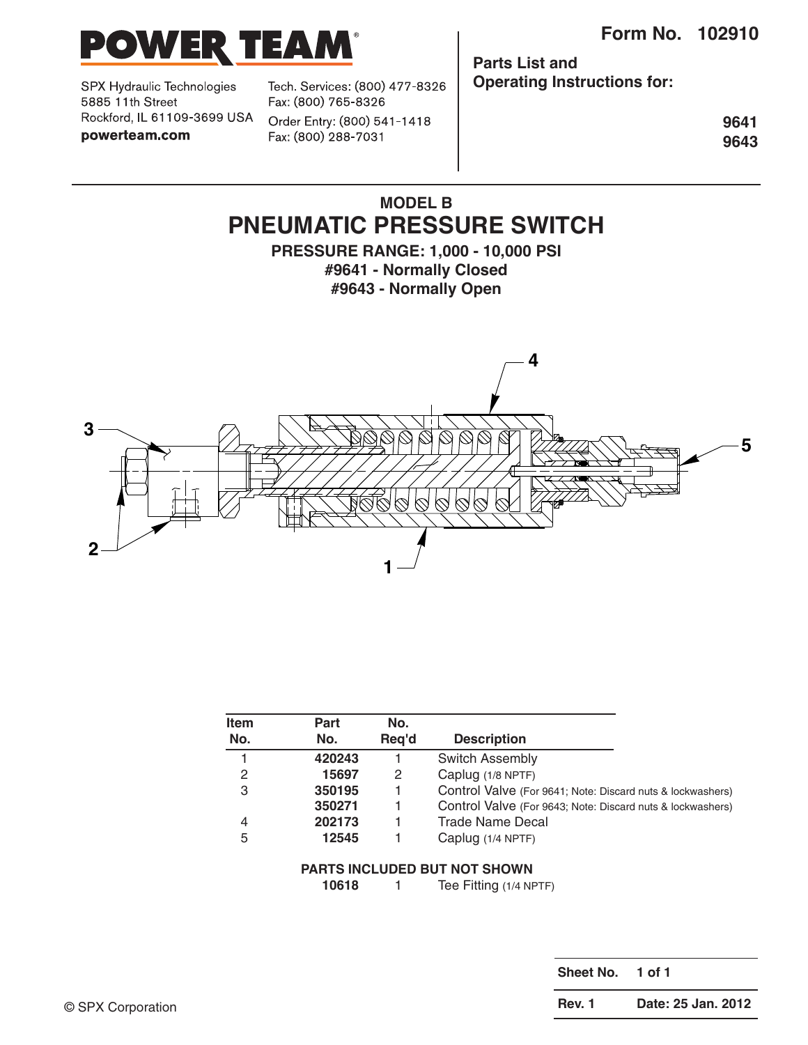**POWER TEAM**®

SPX Hydraulic Technologies
5885 11th Street
Rockford, IL 61109-3699 USA
**powerteam.com**

Tech. Services: (800) 477-8326
Fax: (800) 765-8326
Order Entry: (800) 541-1418
Fax: (800) 288-7031

**Form No. 102910**

**Parts List and Operating Instructions for:**

**9641**
**9643**

## MODEL B
# PNEUMATIC PRESSURE SWITCH

**PRESSURE RANGE: 1,000 - 10,000 PSI**
**#9641 - Normally Closed**
**#9643 - Normally Open**

| Item No. | Part No. | No. Req'd | Description |
|---|---|---|---|
| 1 | **420243** | 1 | Switch Assembly |
| 2 | **15697** | 2 | Caplug (1/8 NPTF) |
| 3 | **350195** | 1 | Control Valve (For 9641; Note: Discard nuts & lockwashers) |
| | **350271** | 1 | Control Valve (For 9643; Note: Discard nuts & lockwashers) |
| 4 | **202173** | 1 | Trade Name Decal |
| 5 | **12545** | 1 | Caplug (1/4 NPTF) |

**PARTS INCLUDED BUT NOT SHOWN**

| Part No. | No. Req'd | Description |
|---|---|---|
| **10618** | 1 | Tee Fitting (1/4 NPTF) |

Sheet No. 1 of 1
Rev. 1 Date: 25 Jan. 2012

© SPX Corporation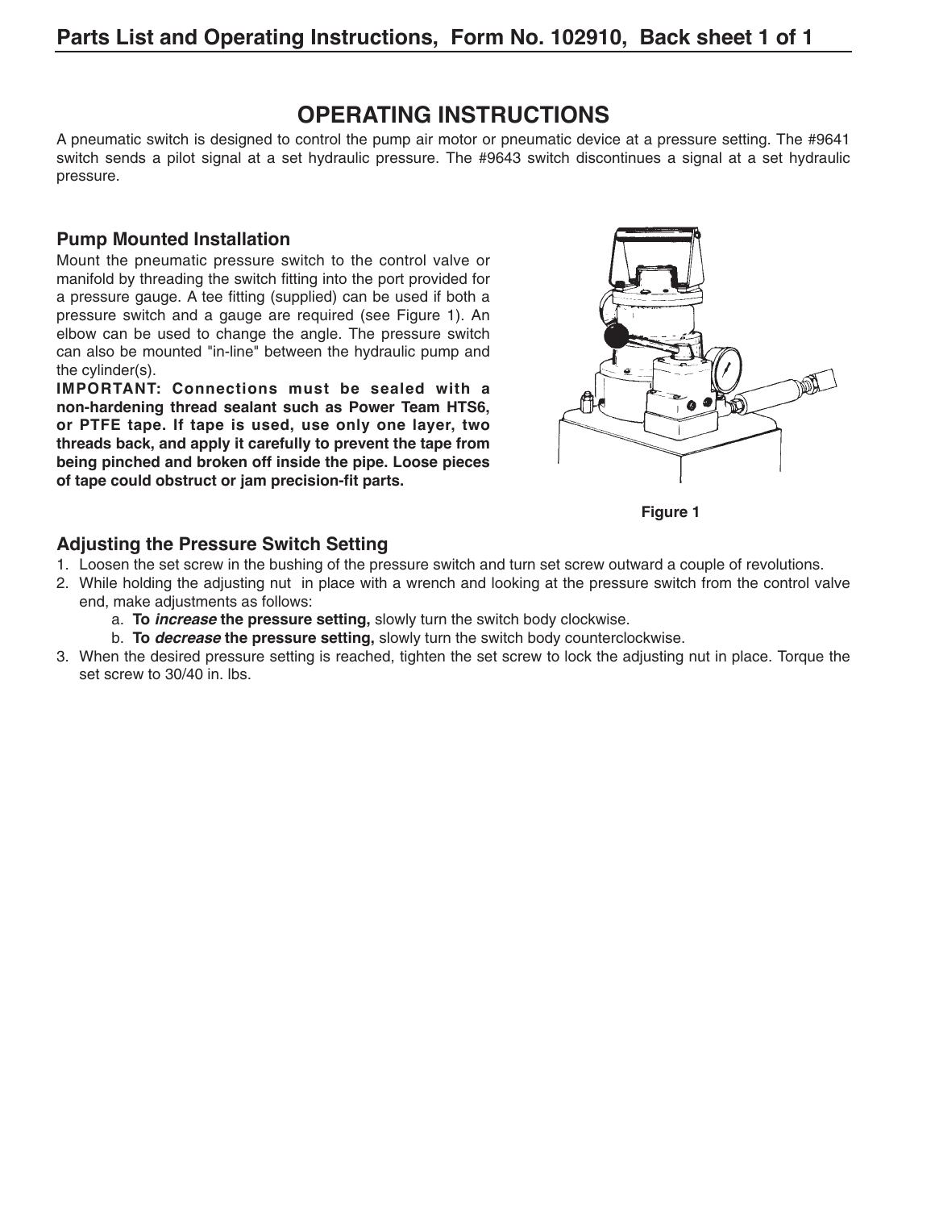# OPERATING INSTRUCTIONS

A pneumatic switch is designed to control the pump air motor or pneumatic device at a pressure setting. The #9641 switch sends a pilot signal at a set hydraulic pressure. The #9643 switch discontinues a signal at a set hydraulic pressure.

## Pump Mounted Installation

Mount the pneumatic pressure switch to the control valve or manifold by threading the switch fitting into the port provided for a pressure gauge. A tee fitting (supplied) can be used if both a pressure switch and a gauge are required (see Figure 1). An elbow can be used to change the angle. The pressure switch can also be mounted "in-line" between the hydraulic pump and the cylinder(s).

**IMPORTANT: Connections must be sealed with a non-hardening thread sealant such as Power Team HTS6, or PTFE tape. If tape is used, use only one layer, two threads back, and apply it carefully to prevent the tape from being pinched and broken off inside the pipe. Loose pieces of tape could obstruct or jam precision-fit parts.**

Figure 1

## Adjusting the Pressure Switch Setting

1. Loosen the set screw in the bushing of the pressure switch and turn set screw outward a couple of revolutions.
2. While holding the adjusting nut in place with a wrench and looking at the pressure switch from the control valve end, make adjustments as follows:
   a. **To *increase* the pressure setting,** slowly turn the switch body clockwise.
   b. **To *decrease* the pressure setting,** slowly turn the switch body counterclockwise.
3. When the desired pressure setting is reached, tighten the set screw to lock the adjusting nut in place. Torque the set screw to 30/40 in. lbs.